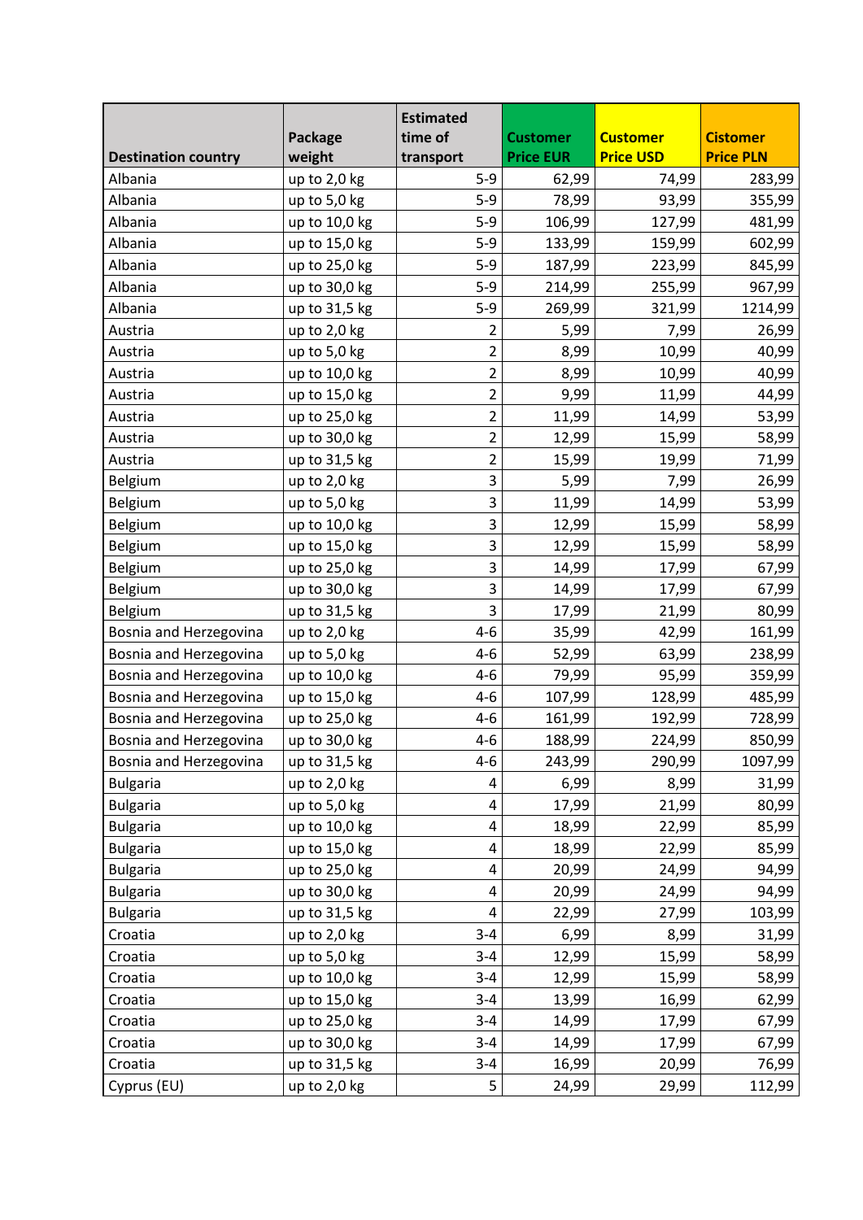| Destination country | Package weight | Estimated time of transport | Customer Price EUR | Customer Price USD | Cistomer Price PLN |
|---|---|---|---|---|---|
| Albania | up to 2,0 kg | 5-9 | 62,99 | 74,99 | 283,99 |
| Albania | up to 5,0 kg | 5-9 | 78,99 | 93,99 | 355,99 |
| Albania | up to 10,0 kg | 5-9 | 106,99 | 127,99 | 481,99 |
| Albania | up to 15,0 kg | 5-9 | 133,99 | 159,99 | 602,99 |
| Albania | up to 25,0 kg | 5-9 | 187,99 | 223,99 | 845,99 |
| Albania | up to 30,0 kg | 5-9 | 214,99 | 255,99 | 967,99 |
| Albania | up to 31,5 kg | 5-9 | 269,99 | 321,99 | 1214,99 |
| Austria | up to 2,0 kg | 2 | 5,99 | 7,99 | 26,99 |
| Austria | up to 5,0 kg | 2 | 8,99 | 10,99 | 40,99 |
| Austria | up to 10,0 kg | 2 | 8,99 | 10,99 | 40,99 |
| Austria | up to 15,0 kg | 2 | 9,99 | 11,99 | 44,99 |
| Austria | up to 25,0 kg | 2 | 11,99 | 14,99 | 53,99 |
| Austria | up to 30,0 kg | 2 | 12,99 | 15,99 | 58,99 |
| Austria | up to 31,5 kg | 2 | 15,99 | 19,99 | 71,99 |
| Belgium | up to 2,0 kg | 3 | 5,99 | 7,99 | 26,99 |
| Belgium | up to 5,0 kg | 3 | 11,99 | 14,99 | 53,99 |
| Belgium | up to 10,0 kg | 3 | 12,99 | 15,99 | 58,99 |
| Belgium | up to 15,0 kg | 3 | 12,99 | 15,99 | 58,99 |
| Belgium | up to 25,0 kg | 3 | 14,99 | 17,99 | 67,99 |
| Belgium | up to 30,0 kg | 3 | 14,99 | 17,99 | 67,99 |
| Belgium | up to 31,5 kg | 3 | 17,99 | 21,99 | 80,99 |
| Bosnia and Herzegovina | up to 2,0 kg | 4-6 | 35,99 | 42,99 | 161,99 |
| Bosnia and Herzegovina | up to 5,0 kg | 4-6 | 52,99 | 63,99 | 238,99 |
| Bosnia and Herzegovina | up to 10,0 kg | 4-6 | 79,99 | 95,99 | 359,99 |
| Bosnia and Herzegovina | up to 15,0 kg | 4-6 | 107,99 | 128,99 | 485,99 |
| Bosnia and Herzegovina | up to 25,0 kg | 4-6 | 161,99 | 192,99 | 728,99 |
| Bosnia and Herzegovina | up to 30,0 kg | 4-6 | 188,99 | 224,99 | 850,99 |
| Bosnia and Herzegovina | up to 31,5 kg | 4-6 | 243,99 | 290,99 | 1097,99 |
| Bulgaria | up to 2,0 kg | 4 | 6,99 | 8,99 | 31,99 |
| Bulgaria | up to 5,0 kg | 4 | 17,99 | 21,99 | 80,99 |
| Bulgaria | up to 10,0 kg | 4 | 18,99 | 22,99 | 85,99 |
| Bulgaria | up to 15,0 kg | 4 | 18,99 | 22,99 | 85,99 |
| Bulgaria | up to 25,0 kg | 4 | 20,99 | 24,99 | 94,99 |
| Bulgaria | up to 30,0 kg | 4 | 20,99 | 24,99 | 94,99 |
| Bulgaria | up to 31,5 kg | 4 | 22,99 | 27,99 | 103,99 |
| Croatia | up to 2,0 kg | 3-4 | 6,99 | 8,99 | 31,99 |
| Croatia | up to 5,0 kg | 3-4 | 12,99 | 15,99 | 58,99 |
| Croatia | up to 10,0 kg | 3-4 | 12,99 | 15,99 | 58,99 |
| Croatia | up to 15,0 kg | 3-4 | 13,99 | 16,99 | 62,99 |
| Croatia | up to 25,0 kg | 3-4 | 14,99 | 17,99 | 67,99 |
| Croatia | up to 30,0 kg | 3-4 | 14,99 | 17,99 | 67,99 |
| Croatia | up to 31,5 kg | 3-4 | 16,99 | 20,99 | 76,99 |
| Cyprus (EU) | up to 2,0 kg | 5 | 24,99 | 29,99 | 112,99 |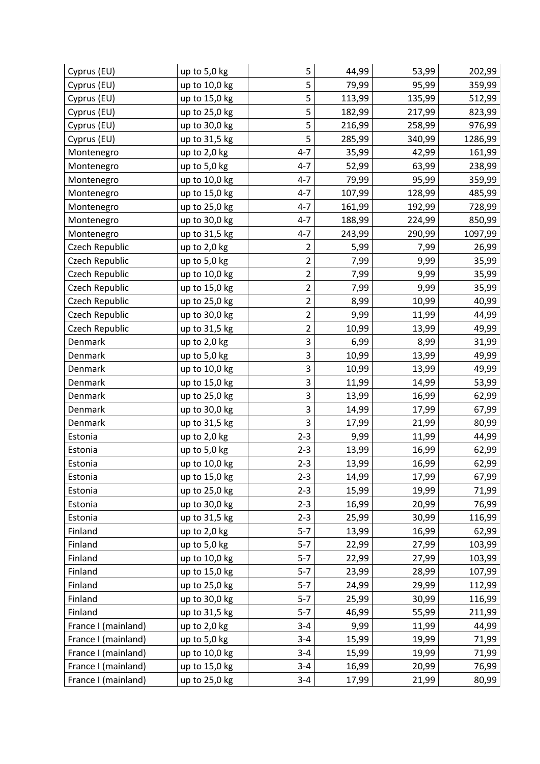| | | | | | |
|---|---|---|---|---|---|
| Cyprus (EU) | up to 5,0 kg | 5 | 44,99 | 53,99 | 202,99 |
| Cyprus (EU) | up to 10,0 kg | 5 | 79,99 | 95,99 | 359,99 |
| Cyprus (EU) | up to 15,0 kg | 5 | 113,99 | 135,99 | 512,99 |
| Cyprus (EU) | up to 25,0 kg | 5 | 182,99 | 217,99 | 823,99 |
| Cyprus (EU) | up to 30,0 kg | 5 | 216,99 | 258,99 | 976,99 |
| Cyprus (EU) | up to 31,5 kg | 5 | 285,99 | 340,99 | 1286,99 |
| Montenegro | up to 2,0 kg | 4-7 | 35,99 | 42,99 | 161,99 |
| Montenegro | up to 5,0 kg | 4-7 | 52,99 | 63,99 | 238,99 |
| Montenegro | up to 10,0 kg | 4-7 | 79,99 | 95,99 | 359,99 |
| Montenegro | up to 15,0 kg | 4-7 | 107,99 | 128,99 | 485,99 |
| Montenegro | up to 25,0 kg | 4-7 | 161,99 | 192,99 | 728,99 |
| Montenegro | up to 30,0 kg | 4-7 | 188,99 | 224,99 | 850,99 |
| Montenegro | up to 31,5 kg | 4-7 | 243,99 | 290,99 | 1097,99 |
| Czech Republic | up to 2,0 kg | 2 | 5,99 | 7,99 | 26,99 |
| Czech Republic | up to 5,0 kg | 2 | 7,99 | 9,99 | 35,99 |
| Czech Republic | up to 10,0 kg | 2 | 7,99 | 9,99 | 35,99 |
| Czech Republic | up to 15,0 kg | 2 | 7,99 | 9,99 | 35,99 |
| Czech Republic | up to 25,0 kg | 2 | 8,99 | 10,99 | 40,99 |
| Czech Republic | up to 30,0 kg | 2 | 9,99 | 11,99 | 44,99 |
| Czech Republic | up to 31,5 kg | 2 | 10,99 | 13,99 | 49,99 |
| Denmark | up to 2,0 kg | 3 | 6,99 | 8,99 | 31,99 |
| Denmark | up to 5,0 kg | 3 | 10,99 | 13,99 | 49,99 |
| Denmark | up to 10,0 kg | 3 | 10,99 | 13,99 | 49,99 |
| Denmark | up to 15,0 kg | 3 | 11,99 | 14,99 | 53,99 |
| Denmark | up to 25,0 kg | 3 | 13,99 | 16,99 | 62,99 |
| Denmark | up to 30,0 kg | 3 | 14,99 | 17,99 | 67,99 |
| Denmark | up to 31,5 kg | 3 | 17,99 | 21,99 | 80,99 |
| Estonia | up to 2,0 kg | 2-3 | 9,99 | 11,99 | 44,99 |
| Estonia | up to 5,0 kg | 2-3 | 13,99 | 16,99 | 62,99 |
| Estonia | up to 10,0 kg | 2-3 | 13,99 | 16,99 | 62,99 |
| Estonia | up to 15,0 kg | 2-3 | 14,99 | 17,99 | 67,99 |
| Estonia | up to 25,0 kg | 2-3 | 15,99 | 19,99 | 71,99 |
| Estonia | up to 30,0 kg | 2-3 | 16,99 | 20,99 | 76,99 |
| Estonia | up to 31,5 kg | 2-3 | 25,99 | 30,99 | 116,99 |
| Finland | up to 2,0 kg | 5-7 | 13,99 | 16,99 | 62,99 |
| Finland | up to 5,0 kg | 5-7 | 22,99 | 27,99 | 103,99 |
| Finland | up to 10,0 kg | 5-7 | 22,99 | 27,99 | 103,99 |
| Finland | up to 15,0 kg | 5-7 | 23,99 | 28,99 | 107,99 |
| Finland | up to 25,0 kg | 5-7 | 24,99 | 29,99 | 112,99 |
| Finland | up to 30,0 kg | 5-7 | 25,99 | 30,99 | 116,99 |
| Finland | up to 31,5 kg | 5-7 | 46,99 | 55,99 | 211,99 |
| France I (mainland) | up to 2,0 kg | 3-4 | 9,99 | 11,99 | 44,99 |
| France I (mainland) | up to 5,0 kg | 3-4 | 15,99 | 19,99 | 71,99 |
| France I (mainland) | up to 10,0 kg | 3-4 | 15,99 | 19,99 | 71,99 |
| France I (mainland) | up to 15,0 kg | 3-4 | 16,99 | 20,99 | 76,99 |
| France I (mainland) | up to 25,0 kg | 3-4 | 17,99 | 21,99 | 80,99 |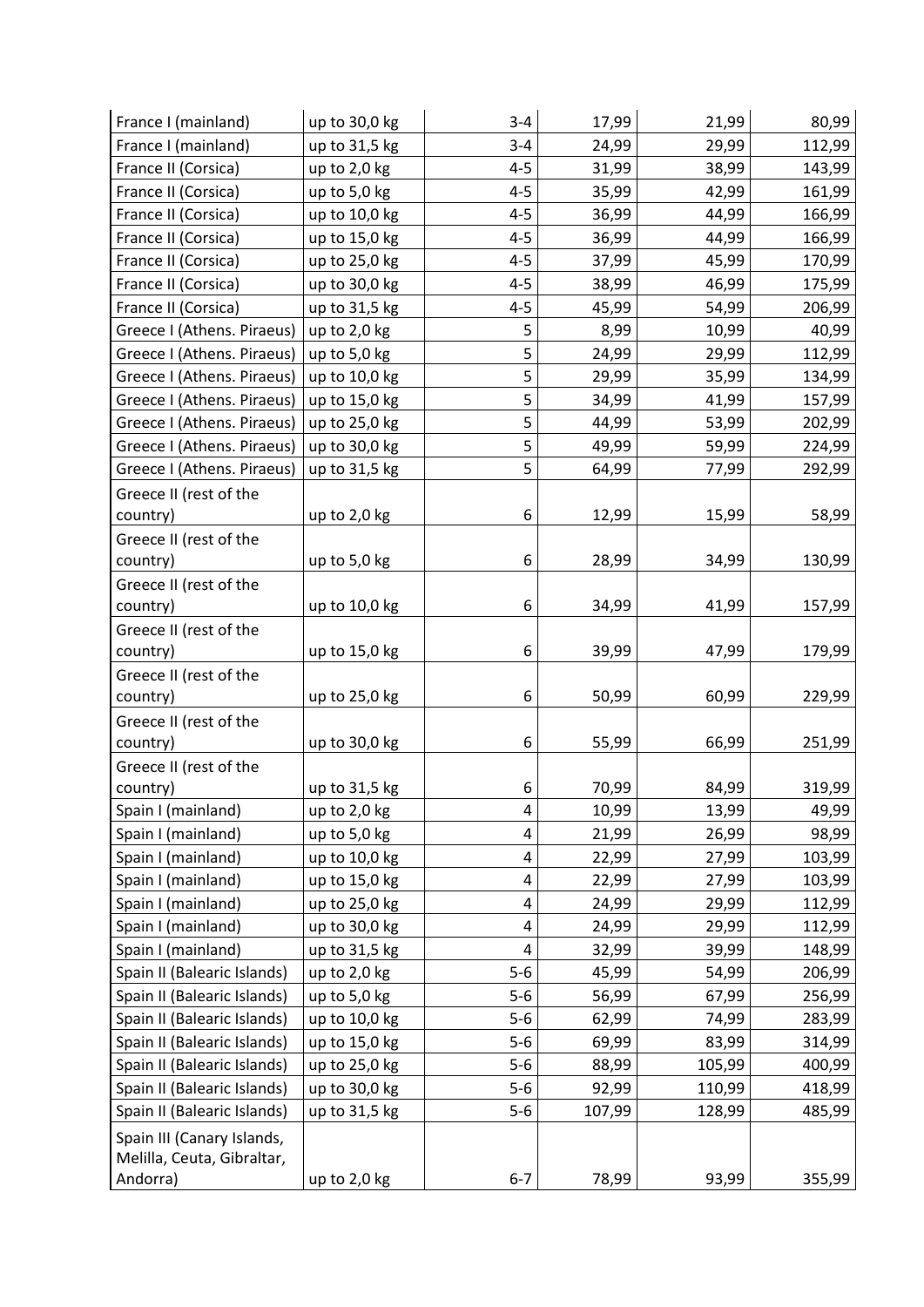| | | | | | |
|---|---|---|---|---|---|
| France I (mainland) | up to 30,0 kg | 3-4 | 17,99 | 21,99 | 80,99 |
| France I (mainland) | up to 31,5 kg | 3-4 | 24,99 | 29,99 | 112,99 |
| France II (Corsica) | up to 2,0 kg | 4-5 | 31,99 | 38,99 | 143,99 |
| France II (Corsica) | up to 5,0 kg | 4-5 | 35,99 | 42,99 | 161,99 |
| France II (Corsica) | up to 10,0 kg | 4-5 | 36,99 | 44,99 | 166,99 |
| France II (Corsica) | up to 15,0 kg | 4-5 | 36,99 | 44,99 | 166,99 |
| France II (Corsica) | up to 25,0 kg | 4-5 | 37,99 | 45,99 | 170,99 |
| France II (Corsica) | up to 30,0 kg | 4-5 | 38,99 | 46,99 | 175,99 |
| France II (Corsica) | up to 31,5 kg | 4-5 | 45,99 | 54,99 | 206,99 |
| Greece I (Athens. Piraeus) | up to 2,0 kg | 5 | 8,99 | 10,99 | 40,99 |
| Greece I (Athens. Piraeus) | up to 5,0 kg | 5 | 24,99 | 29,99 | 112,99 |
| Greece I (Athens. Piraeus) | up to 10,0 kg | 5 | 29,99 | 35,99 | 134,99 |
| Greece I (Athens. Piraeus) | up to 15,0 kg | 5 | 34,99 | 41,99 | 157,99 |
| Greece I (Athens. Piraeus) | up to 25,0 kg | 5 | 44,99 | 53,99 | 202,99 |
| Greece I (Athens. Piraeus) | up to 30,0 kg | 5 | 49,99 | 59,99 | 224,99 |
| Greece I (Athens. Piraeus) | up to 31,5 kg | 5 | 64,99 | 77,99 | 292,99 |
| Greece II (rest of the country) | up to 2,0 kg | 6 | 12,99 | 15,99 | 58,99 |
| Greece II (rest of the country) | up to 5,0 kg | 6 | 28,99 | 34,99 | 130,99 |
| Greece II (rest of the country) | up to 10,0 kg | 6 | 34,99 | 41,99 | 157,99 |
| Greece II (rest of the country) | up to 15,0 kg | 6 | 39,99 | 47,99 | 179,99 |
| Greece II (rest of the country) | up to 25,0 kg | 6 | 50,99 | 60,99 | 229,99 |
| Greece II (rest of the country) | up to 30,0 kg | 6 | 55,99 | 66,99 | 251,99 |
| Greece II (rest of the country) | up to 31,5 kg | 6 | 70,99 | 84,99 | 319,99 |
| Spain I (mainland) | up to 2,0 kg | 4 | 10,99 | 13,99 | 49,99 |
| Spain I (mainland) | up to 5,0 kg | 4 | 21,99 | 26,99 | 98,99 |
| Spain I (mainland) | up to 10,0 kg | 4 | 22,99 | 27,99 | 103,99 |
| Spain I (mainland) | up to 15,0 kg | 4 | 22,99 | 27,99 | 103,99 |
| Spain I (mainland) | up to 25,0 kg | 4 | 24,99 | 29,99 | 112,99 |
| Spain I (mainland) | up to 30,0 kg | 4 | 24,99 | 29,99 | 112,99 |
| Spain I (mainland) | up to 31,5 kg | 4 | 32,99 | 39,99 | 148,99 |
| Spain II (Balearic Islands) | up to 2,0 kg | 5-6 | 45,99 | 54,99 | 206,99 |
| Spain II (Balearic Islands) | up to 5,0 kg | 5-6 | 56,99 | 67,99 | 256,99 |
| Spain II (Balearic Islands) | up to 10,0 kg | 5-6 | 62,99 | 74,99 | 283,99 |
| Spain II (Balearic Islands) | up to 15,0 kg | 5-6 | 69,99 | 83,99 | 314,99 |
| Spain II (Balearic Islands) | up to 25,0 kg | 5-6 | 88,99 | 105,99 | 400,99 |
| Spain II (Balearic Islands) | up to 30,0 kg | 5-6 | 92,99 | 110,99 | 418,99 |
| Spain II (Balearic Islands) | up to 31,5 kg | 5-6 | 107,99 | 128,99 | 485,99 |
| Spain III (Canary Islands, Melilla, Ceuta, Gibraltar, Andorra) | up to 2,0 kg | 6-7 | 78,99 | 93,99 | 355,99 |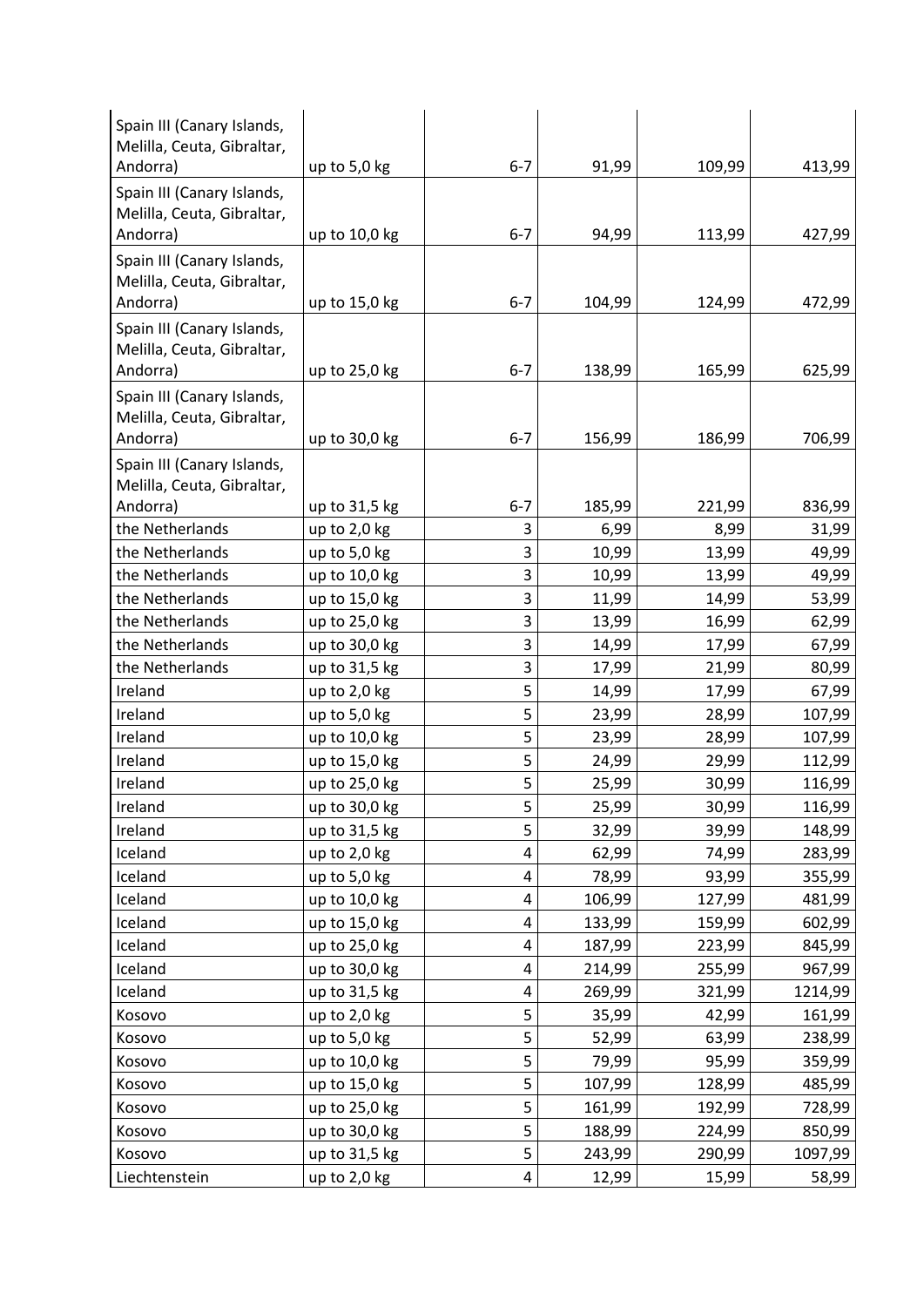| | | | | | |
|---|---|---|---|---|---|
| Spain III (Canary Islands, Melilla, Ceuta, Gibraltar, Andorra) | up to 5,0 kg | 6-7 | 91,99 | 109,99 | 413,99 |
| Spain III (Canary Islands, Melilla, Ceuta, Gibraltar, Andorra) | up to 10,0 kg | 6-7 | 94,99 | 113,99 | 427,99 |
| Spain III (Canary Islands, Melilla, Ceuta, Gibraltar, Andorra) | up to 15,0 kg | 6-7 | 104,99 | 124,99 | 472,99 |
| Spain III (Canary Islands, Melilla, Ceuta, Gibraltar, Andorra) | up to 25,0 kg | 6-7 | 138,99 | 165,99 | 625,99 |
| Spain III (Canary Islands, Melilla, Ceuta, Gibraltar, Andorra) | up to 30,0 kg | 6-7 | 156,99 | 186,99 | 706,99 |
| Spain III (Canary Islands, Melilla, Ceuta, Gibraltar, Andorra) | up to 31,5 kg | 6-7 | 185,99 | 221,99 | 836,99 |
| the Netherlands | up to 2,0 kg | 3 | 6,99 | 8,99 | 31,99 |
| the Netherlands | up to 5,0 kg | 3 | 10,99 | 13,99 | 49,99 |
| the Netherlands | up to 10,0 kg | 3 | 10,99 | 13,99 | 49,99 |
| the Netherlands | up to 15,0 kg | 3 | 11,99 | 14,99 | 53,99 |
| the Netherlands | up to 25,0 kg | 3 | 13,99 | 16,99 | 62,99 |
| the Netherlands | up to 30,0 kg | 3 | 14,99 | 17,99 | 67,99 |
| the Netherlands | up to 31,5 kg | 3 | 17,99 | 21,99 | 80,99 |
| Ireland | up to 2,0 kg | 5 | 14,99 | 17,99 | 67,99 |
| Ireland | up to 5,0 kg | 5 | 23,99 | 28,99 | 107,99 |
| Ireland | up to 10,0 kg | 5 | 23,99 | 28,99 | 107,99 |
| Ireland | up to 15,0 kg | 5 | 24,99 | 29,99 | 112,99 |
| Ireland | up to 25,0 kg | 5 | 25,99 | 30,99 | 116,99 |
| Ireland | up to 30,0 kg | 5 | 25,99 | 30,99 | 116,99 |
| Ireland | up to 31,5 kg | 5 | 32,99 | 39,99 | 148,99 |
| Iceland | up to 2,0 kg | 4 | 62,99 | 74,99 | 283,99 |
| Iceland | up to 5,0 kg | 4 | 78,99 | 93,99 | 355,99 |
| Iceland | up to 10,0 kg | 4 | 106,99 | 127,99 | 481,99 |
| Iceland | up to 15,0 kg | 4 | 133,99 | 159,99 | 602,99 |
| Iceland | up to 25,0 kg | 4 | 187,99 | 223,99 | 845,99 |
| Iceland | up to 30,0 kg | 4 | 214,99 | 255,99 | 967,99 |
| Iceland | up to 31,5 kg | 4 | 269,99 | 321,99 | 1214,99 |
| Kosovo | up to 2,0 kg | 5 | 35,99 | 42,99 | 161,99 |
| Kosovo | up to 5,0 kg | 5 | 52,99 | 63,99 | 238,99 |
| Kosovo | up to 10,0 kg | 5 | 79,99 | 95,99 | 359,99 |
| Kosovo | up to 15,0 kg | 5 | 107,99 | 128,99 | 485,99 |
| Kosovo | up to 25,0 kg | 5 | 161,99 | 192,99 | 728,99 |
| Kosovo | up to 30,0 kg | 5 | 188,99 | 224,99 | 850,99 |
| Kosovo | up to 31,5 kg | 5 | 243,99 | 290,99 | 1097,99 |
| Liechtenstein | up to 2,0 kg | 4 | 12,99 | 15,99 | 58,99 |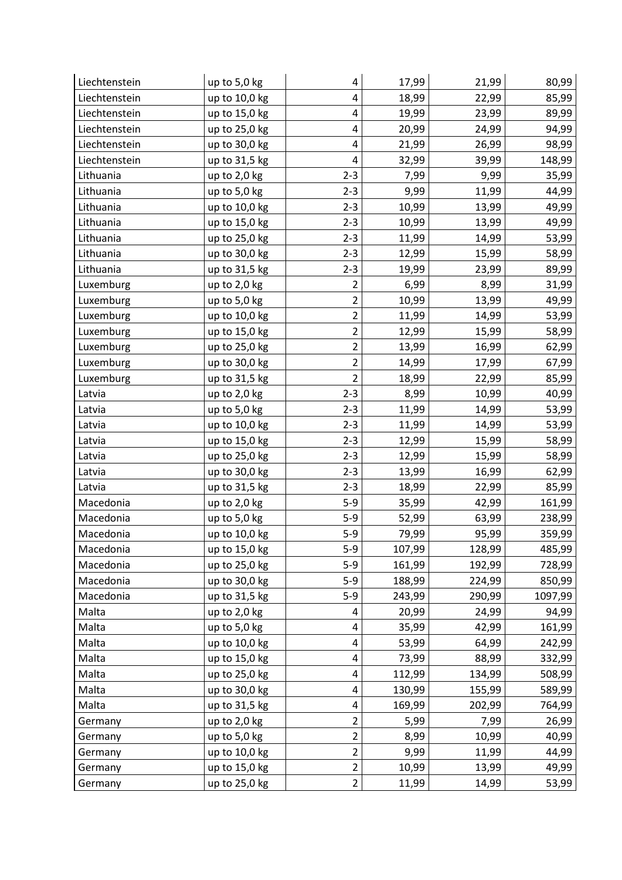| | | | | | |
|---|---|---|---|---|---|
| Liechtenstein | up to 5,0 kg | 4 | 17,99 | 21,99 | 80,99 |
| Liechtenstein | up to 10,0 kg | 4 | 18,99 | 22,99 | 85,99 |
| Liechtenstein | up to 15,0 kg | 4 | 19,99 | 23,99 | 89,99 |
| Liechtenstein | up to 25,0 kg | 4 | 20,99 | 24,99 | 94,99 |
| Liechtenstein | up to 30,0 kg | 4 | 21,99 | 26,99 | 98,99 |
| Liechtenstein | up to 31,5 kg | 4 | 32,99 | 39,99 | 148,99 |
| Lithuania | up to 2,0 kg | 2-3 | 7,99 | 9,99 | 35,99 |
| Lithuania | up to 5,0 kg | 2-3 | 9,99 | 11,99 | 44,99 |
| Lithuania | up to 10,0 kg | 2-3 | 10,99 | 13,99 | 49,99 |
| Lithuania | up to 15,0 kg | 2-3 | 10,99 | 13,99 | 49,99 |
| Lithuania | up to 25,0 kg | 2-3 | 11,99 | 14,99 | 53,99 |
| Lithuania | up to 30,0 kg | 2-3 | 12,99 | 15,99 | 58,99 |
| Lithuania | up to 31,5 kg | 2-3 | 19,99 | 23,99 | 89,99 |
| Luxemburg | up to 2,0 kg | 2 | 6,99 | 8,99 | 31,99 |
| Luxemburg | up to 5,0 kg | 2 | 10,99 | 13,99 | 49,99 |
| Luxemburg | up to 10,0 kg | 2 | 11,99 | 14,99 | 53,99 |
| Luxemburg | up to 15,0 kg | 2 | 12,99 | 15,99 | 58,99 |
| Luxemburg | up to 25,0 kg | 2 | 13,99 | 16,99 | 62,99 |
| Luxemburg | up to 30,0 kg | 2 | 14,99 | 17,99 | 67,99 |
| Luxemburg | up to 31,5 kg | 2 | 18,99 | 22,99 | 85,99 |
| Latvia | up to 2,0 kg | 2-3 | 8,99 | 10,99 | 40,99 |
| Latvia | up to 5,0 kg | 2-3 | 11,99 | 14,99 | 53,99 |
| Latvia | up to 10,0 kg | 2-3 | 11,99 | 14,99 | 53,99 |
| Latvia | up to 15,0 kg | 2-3 | 12,99 | 15,99 | 58,99 |
| Latvia | up to 25,0 kg | 2-3 | 12,99 | 15,99 | 58,99 |
| Latvia | up to 30,0 kg | 2-3 | 13,99 | 16,99 | 62,99 |
| Latvia | up to 31,5 kg | 2-3 | 18,99 | 22,99 | 85,99 |
| Macedonia | up to 2,0 kg | 5-9 | 35,99 | 42,99 | 161,99 |
| Macedonia | up to 5,0 kg | 5-9 | 52,99 | 63,99 | 238,99 |
| Macedonia | up to 10,0 kg | 5-9 | 79,99 | 95,99 | 359,99 |
| Macedonia | up to 15,0 kg | 5-9 | 107,99 | 128,99 | 485,99 |
| Macedonia | up to 25,0 kg | 5-9 | 161,99 | 192,99 | 728,99 |
| Macedonia | up to 30,0 kg | 5-9 | 188,99 | 224,99 | 850,99 |
| Macedonia | up to 31,5 kg | 5-9 | 243,99 | 290,99 | 1097,99 |
| Malta | up to 2,0 kg | 4 | 20,99 | 24,99 | 94,99 |
| Malta | up to 5,0 kg | 4 | 35,99 | 42,99 | 161,99 |
| Malta | up to 10,0 kg | 4 | 53,99 | 64,99 | 242,99 |
| Malta | up to 15,0 kg | 4 | 73,99 | 88,99 | 332,99 |
| Malta | up to 25,0 kg | 4 | 112,99 | 134,99 | 508,99 |
| Malta | up to 30,0 kg | 4 | 130,99 | 155,99 | 589,99 |
| Malta | up to 31,5 kg | 4 | 169,99 | 202,99 | 764,99 |
| Germany | up to 2,0 kg | 2 | 5,99 | 7,99 | 26,99 |
| Germany | up to 5,0 kg | 2 | 8,99 | 10,99 | 40,99 |
| Germany | up to 10,0 kg | 2 | 9,99 | 11,99 | 44,99 |
| Germany | up to 15,0 kg | 2 | 10,99 | 13,99 | 49,99 |
| Germany | up to 25,0 kg | 2 | 11,99 | 14,99 | 53,99 |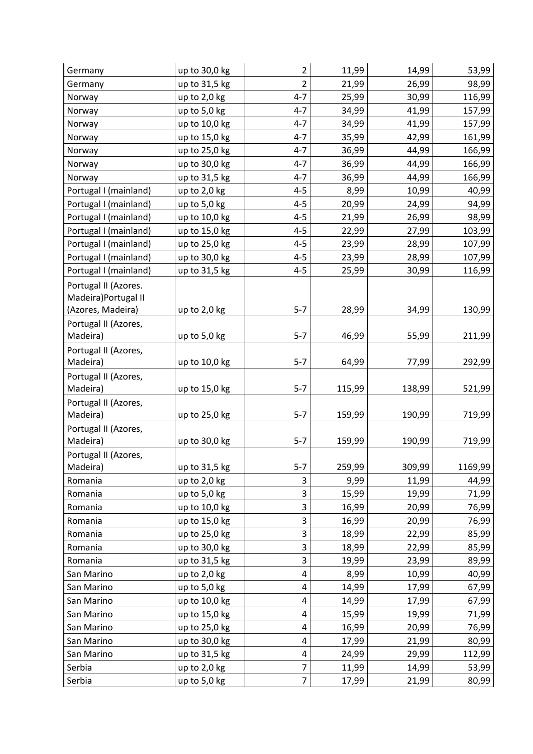| | | | | | |
|---|---|---|---|---|---|
| Germany | up to 30,0 kg | 2 | 11,99 | 14,99 | 53,99 |
| Germany | up to 31,5 kg | 2 | 21,99 | 26,99 | 98,99 |
| Norway | up to 2,0 kg | 4-7 | 25,99 | 30,99 | 116,99 |
| Norway | up to 5,0 kg | 4-7 | 34,99 | 41,99 | 157,99 |
| Norway | up to 10,0 kg | 4-7 | 34,99 | 41,99 | 157,99 |
| Norway | up to 15,0 kg | 4-7 | 35,99 | 42,99 | 161,99 |
| Norway | up to 25,0 kg | 4-7 | 36,99 | 44,99 | 166,99 |
| Norway | up to 30,0 kg | 4-7 | 36,99 | 44,99 | 166,99 |
| Norway | up to 31,5 kg | 4-7 | 36,99 | 44,99 | 166,99 |
| Portugal I (mainland) | up to 2,0 kg | 4-5 | 8,99 | 10,99 | 40,99 |
| Portugal I (mainland) | up to 5,0 kg | 4-5 | 20,99 | 24,99 | 94,99 |
| Portugal I (mainland) | up to 10,0 kg | 4-5 | 21,99 | 26,99 | 98,99 |
| Portugal I (mainland) | up to 15,0 kg | 4-5 | 22,99 | 27,99 | 103,99 |
| Portugal I (mainland) | up to 25,0 kg | 4-5 | 23,99 | 28,99 | 107,99 |
| Portugal I (mainland) | up to 30,0 kg | 4-5 | 23,99 | 28,99 | 107,99 |
| Portugal I (mainland) | up to 31,5 kg | 4-5 | 25,99 | 30,99 | 116,99 |
| Portugal II (Azores. Madeira)Portugal II (Azores, Madeira) | up to 2,0 kg | 5-7 | 28,99 | 34,99 | 130,99 |
| Portugal II (Azores, Madeira) | up to 5,0 kg | 5-7 | 46,99 | 55,99 | 211,99 |
| Portugal II (Azores, Madeira) | up to 10,0 kg | 5-7 | 64,99 | 77,99 | 292,99 |
| Portugal II (Azores, Madeira) | up to 15,0 kg | 5-7 | 115,99 | 138,99 | 521,99 |
| Portugal II (Azores, Madeira) | up to 25,0 kg | 5-7 | 159,99 | 190,99 | 719,99 |
| Portugal II (Azores, Madeira) | up to 30,0 kg | 5-7 | 159,99 | 190,99 | 719,99 |
| Portugal II (Azores, Madeira) | up to 31,5 kg | 5-7 | 259,99 | 309,99 | 1169,99 |
| Romania | up to 2,0 kg | 3 | 9,99 | 11,99 | 44,99 |
| Romania | up to 5,0 kg | 3 | 15,99 | 19,99 | 71,99 |
| Romania | up to 10,0 kg | 3 | 16,99 | 20,99 | 76,99 |
| Romania | up to 15,0 kg | 3 | 16,99 | 20,99 | 76,99 |
| Romania | up to 25,0 kg | 3 | 18,99 | 22,99 | 85,99 |
| Romania | up to 30,0 kg | 3 | 18,99 | 22,99 | 85,99 |
| Romania | up to 31,5 kg | 3 | 19,99 | 23,99 | 89,99 |
| San Marino | up to 2,0 kg | 4 | 8,99 | 10,99 | 40,99 |
| San Marino | up to 5,0 kg | 4 | 14,99 | 17,99 | 67,99 |
| San Marino | up to 10,0 kg | 4 | 14,99 | 17,99 | 67,99 |
| San Marino | up to 15,0 kg | 4 | 15,99 | 19,99 | 71,99 |
| San Marino | up to 25,0 kg | 4 | 16,99 | 20,99 | 76,99 |
| San Marino | up to 30,0 kg | 4 | 17,99 | 21,99 | 80,99 |
| San Marino | up to 31,5 kg | 4 | 24,99 | 29,99 | 112,99 |
| Serbia | up to 2,0 kg | 7 | 11,99 | 14,99 | 53,99 |
| Serbia | up to 5,0 kg | 7 | 17,99 | 21,99 | 80,99 |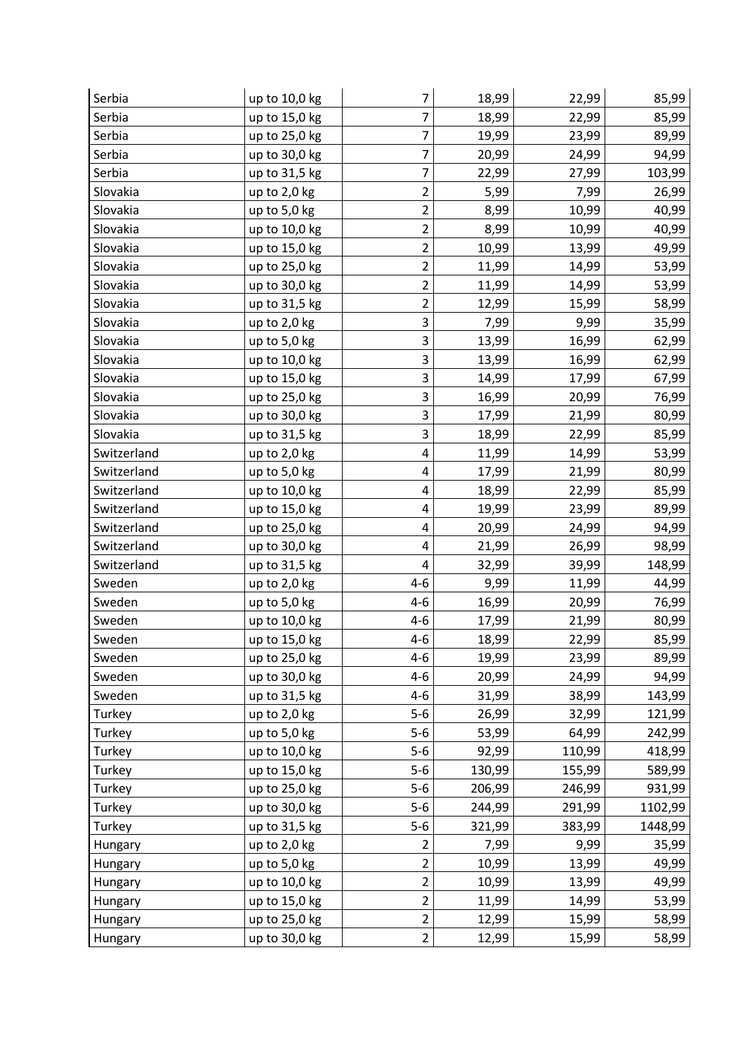| | | | | | |
|---|---|---|---|---|---|
| Serbia | up to 10,0 kg | 7 | 18,99 | 22,99 | 85,99 |
| Serbia | up to 15,0 kg | 7 | 18,99 | 22,99 | 85,99 |
| Serbia | up to 25,0 kg | 7 | 19,99 | 23,99 | 89,99 |
| Serbia | up to 30,0 kg | 7 | 20,99 | 24,99 | 94,99 |
| Serbia | up to 31,5 kg | 7 | 22,99 | 27,99 | 103,99 |
| Slovakia | up to 2,0 kg | 2 | 5,99 | 7,99 | 26,99 |
| Slovakia | up to 5,0 kg | 2 | 8,99 | 10,99 | 40,99 |
| Slovakia | up to 10,0 kg | 2 | 8,99 | 10,99 | 40,99 |
| Slovakia | up to 15,0 kg | 2 | 10,99 | 13,99 | 49,99 |
| Slovakia | up to 25,0 kg | 2 | 11,99 | 14,99 | 53,99 |
| Slovakia | up to 30,0 kg | 2 | 11,99 | 14,99 | 53,99 |
| Slovakia | up to 31,5 kg | 2 | 12,99 | 15,99 | 58,99 |
| Slovakia | up to 2,0 kg | 3 | 7,99 | 9,99 | 35,99 |
| Slovakia | up to 5,0 kg | 3 | 13,99 | 16,99 | 62,99 |
| Slovakia | up to 10,0 kg | 3 | 13,99 | 16,99 | 62,99 |
| Slovakia | up to 15,0 kg | 3 | 14,99 | 17,99 | 67,99 |
| Slovakia | up to 25,0 kg | 3 | 16,99 | 20,99 | 76,99 |
| Slovakia | up to 30,0 kg | 3 | 17,99 | 21,99 | 80,99 |
| Slovakia | up to 31,5 kg | 3 | 18,99 | 22,99 | 85,99 |
| Switzerland | up to 2,0 kg | 4 | 11,99 | 14,99 | 53,99 |
| Switzerland | up to 5,0 kg | 4 | 17,99 | 21,99 | 80,99 |
| Switzerland | up to 10,0 kg | 4 | 18,99 | 22,99 | 85,99 |
| Switzerland | up to 15,0 kg | 4 | 19,99 | 23,99 | 89,99 |
| Switzerland | up to 25,0 kg | 4 | 20,99 | 24,99 | 94,99 |
| Switzerland | up to 30,0 kg | 4 | 21,99 | 26,99 | 98,99 |
| Switzerland | up to 31,5 kg | 4 | 32,99 | 39,99 | 148,99 |
| Sweden | up to 2,0 kg | 4-6 | 9,99 | 11,99 | 44,99 |
| Sweden | up to 5,0 kg | 4-6 | 16,99 | 20,99 | 76,99 |
| Sweden | up to 10,0 kg | 4-6 | 17,99 | 21,99 | 80,99 |
| Sweden | up to 15,0 kg | 4-6 | 18,99 | 22,99 | 85,99 |
| Sweden | up to 25,0 kg | 4-6 | 19,99 | 23,99 | 89,99 |
| Sweden | up to 30,0 kg | 4-6 | 20,99 | 24,99 | 94,99 |
| Sweden | up to 31,5 kg | 4-6 | 31,99 | 38,99 | 143,99 |
| Turkey | up to 2,0 kg | 5-6 | 26,99 | 32,99 | 121,99 |
| Turkey | up to 5,0 kg | 5-6 | 53,99 | 64,99 | 242,99 |
| Turkey | up to 10,0 kg | 5-6 | 92,99 | 110,99 | 418,99 |
| Turkey | up to 15,0 kg | 5-6 | 130,99 | 155,99 | 589,99 |
| Turkey | up to 25,0 kg | 5-6 | 206,99 | 246,99 | 931,99 |
| Turkey | up to 30,0 kg | 5-6 | 244,99 | 291,99 | 1102,99 |
| Turkey | up to 31,5 kg | 5-6 | 321,99 | 383,99 | 1448,99 |
| Hungary | up to 2,0 kg | 2 | 7,99 | 9,99 | 35,99 |
| Hungary | up to 5,0 kg | 2 | 10,99 | 13,99 | 49,99 |
| Hungary | up to 10,0 kg | 2 | 10,99 | 13,99 | 49,99 |
| Hungary | up to 15,0 kg | 2 | 11,99 | 14,99 | 53,99 |
| Hungary | up to 25,0 kg | 2 | 12,99 | 15,99 | 58,99 |
| Hungary | up to 30,0 kg | 2 | 12,99 | 15,99 | 58,99 |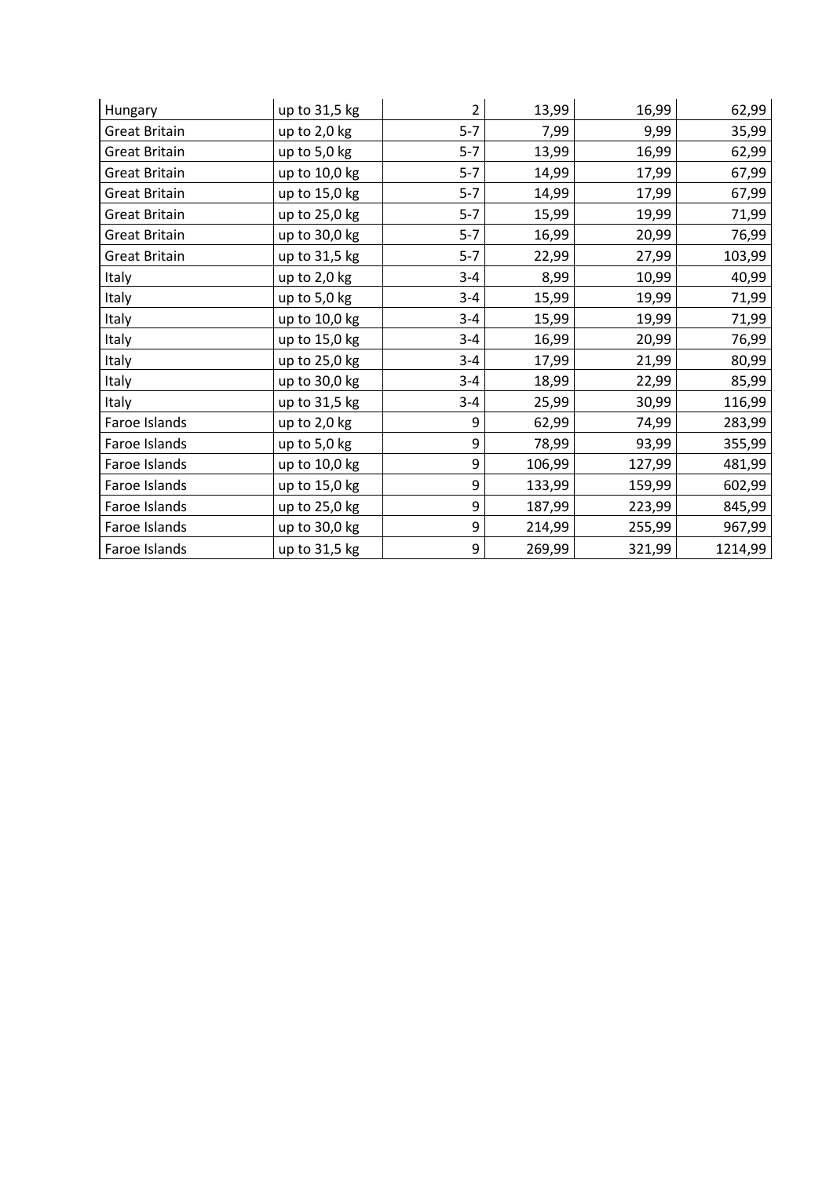| | | | | | |
|---|---|---|---|---|---|
| Hungary | up to 31,5 kg | 2 | 13,99 | 16,99 | 62,99 |
| Great Britain | up to 2,0 kg | 5-7 | 7,99 | 9,99 | 35,99 |
| Great Britain | up to 5,0 kg | 5-7 | 13,99 | 16,99 | 62,99 |
| Great Britain | up to 10,0 kg | 5-7 | 14,99 | 17,99 | 67,99 |
| Great Britain | up to 15,0 kg | 5-7 | 14,99 | 17,99 | 67,99 |
| Great Britain | up to 25,0 kg | 5-7 | 15,99 | 19,99 | 71,99 |
| Great Britain | up to 30,0 kg | 5-7 | 16,99 | 20,99 | 76,99 |
| Great Britain | up to 31,5 kg | 5-7 | 22,99 | 27,99 | 103,99 |
| Italy | up to 2,0 kg | 3-4 | 8,99 | 10,99 | 40,99 |
| Italy | up to 5,0 kg | 3-4 | 15,99 | 19,99 | 71,99 |
| Italy | up to 10,0 kg | 3-4 | 15,99 | 19,99 | 71,99 |
| Italy | up to 15,0 kg | 3-4 | 16,99 | 20,99 | 76,99 |
| Italy | up to 25,0 kg | 3-4 | 17,99 | 21,99 | 80,99 |
| Italy | up to 30,0 kg | 3-4 | 18,99 | 22,99 | 85,99 |
| Italy | up to 31,5 kg | 3-4 | 25,99 | 30,99 | 116,99 |
| Faroe Islands | up to 2,0 kg | 9 | 62,99 | 74,99 | 283,99 |
| Faroe Islands | up to 5,0 kg | 9 | 78,99 | 93,99 | 355,99 |
| Faroe Islands | up to 10,0 kg | 9 | 106,99 | 127,99 | 481,99 |
| Faroe Islands | up to 15,0 kg | 9 | 133,99 | 159,99 | 602,99 |
| Faroe Islands | up to 25,0 kg | 9 | 187,99 | 223,99 | 845,99 |
| Faroe Islands | up to 30,0 kg | 9 | 214,99 | 255,99 | 967,99 |
| Faroe Islands | up to 31,5 kg | 9 | 269,99 | 321,99 | 1214,99 |